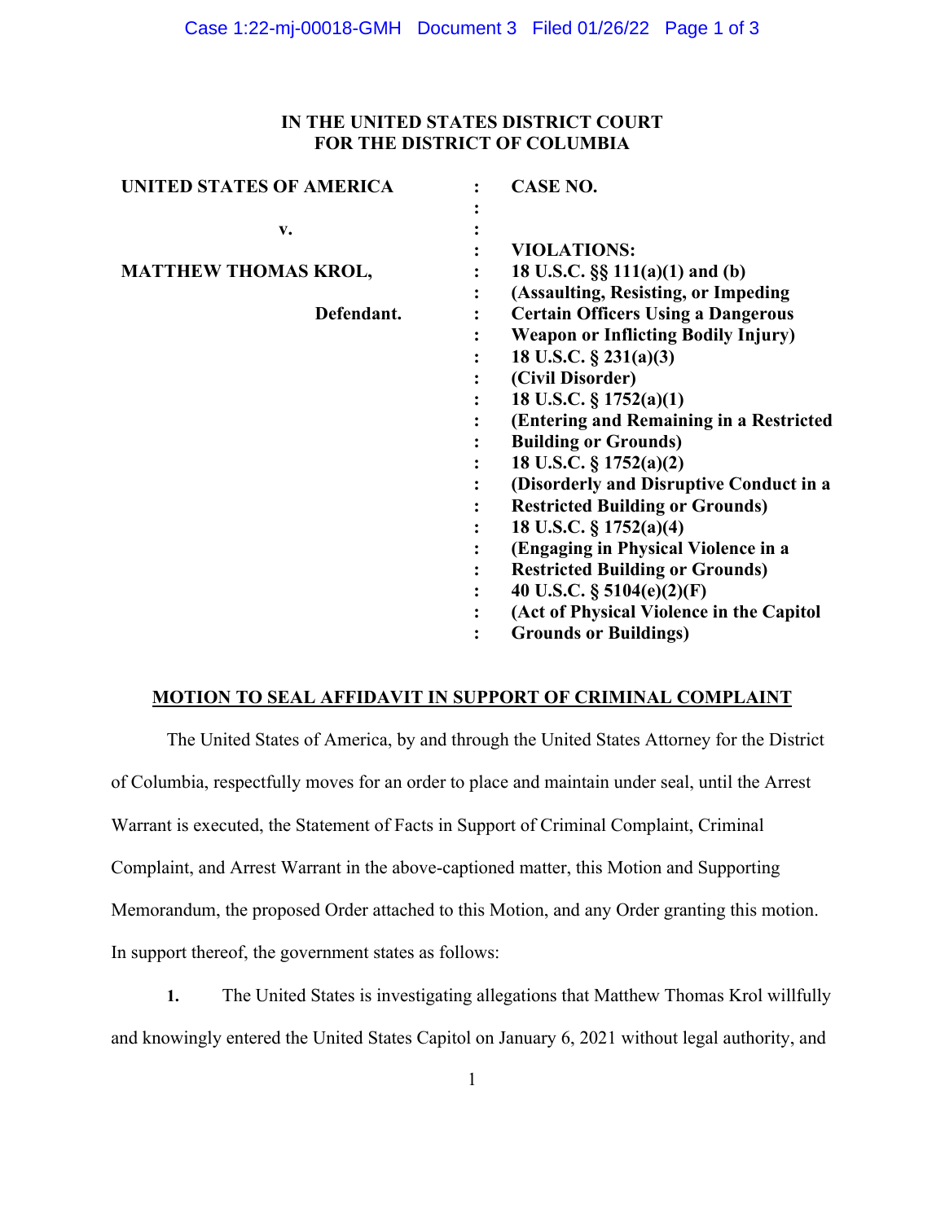**IN THE UNITED STATES DISTRICT COURT
FOR THE DISTRICT OF COLUMBIA**

| | | |
|---|---|---|
| **UNITED STATES OF AMERICA** | : | **CASE NO.** |
| | : | |
| **v.** | : | |
| | : | **VIOLATIONS:** |
| **MATTHEW THOMAS KROL,** | : | **18 U.S.C. §§ 111(a)(1) and (b)** |
| | : | **(Assaulting, Resisting, or Impeding** |
| **Defendant.** | : | **Certain Officers Using a Dangerous** |
| | : | **Weapon or Inflicting Bodily Injury)** |
| | : | **18 U.S.C. § 231(a)(3)** |
| | : | **(Civil Disorder)** |
| | : | **18 U.S.C. § 1752(a)(1)** |
| | : | **(Entering and Remaining in a Restricted** |
| | : | **Building or Grounds)** |
| | : | **18 U.S.C. § 1752(a)(2)** |
| | : | **(Disorderly and Disruptive Conduct in a** |
| | : | **Restricted Building or Grounds)** |
| | : | **18 U.S.C. § 1752(a)(4)** |
| | : | **(Engaging in Physical Violence in a** |
| | : | **Restricted Building or Grounds)** |
| | : | **40 U.S.C. § 5104(e)(2)(F)** |
| | : | **(Act of Physical Violence in the Capitol** |
| | : | **Grounds or Buildings)** |

**MOTION TO SEAL AFFIDAVIT IN SUPPORT OF CRIMINAL COMPLAINT**

The United States of America, by and through the United States Attorney for the District of Columbia, respectfully moves for an order to place and maintain under seal, until the Arrest Warrant is executed, the Statement of Facts in Support of Criminal Complaint, Criminal Complaint, and Arrest Warrant in the above-captioned matter, this Motion and Supporting Memorandum, the proposed Order attached to this Motion, and any Order granting this motion. In support thereof, the government states as follows:

**1.** The United States is investigating allegations that Matthew Thomas Krol willfully and knowingly entered the United States Capitol on January 6, 2021 without legal authority, and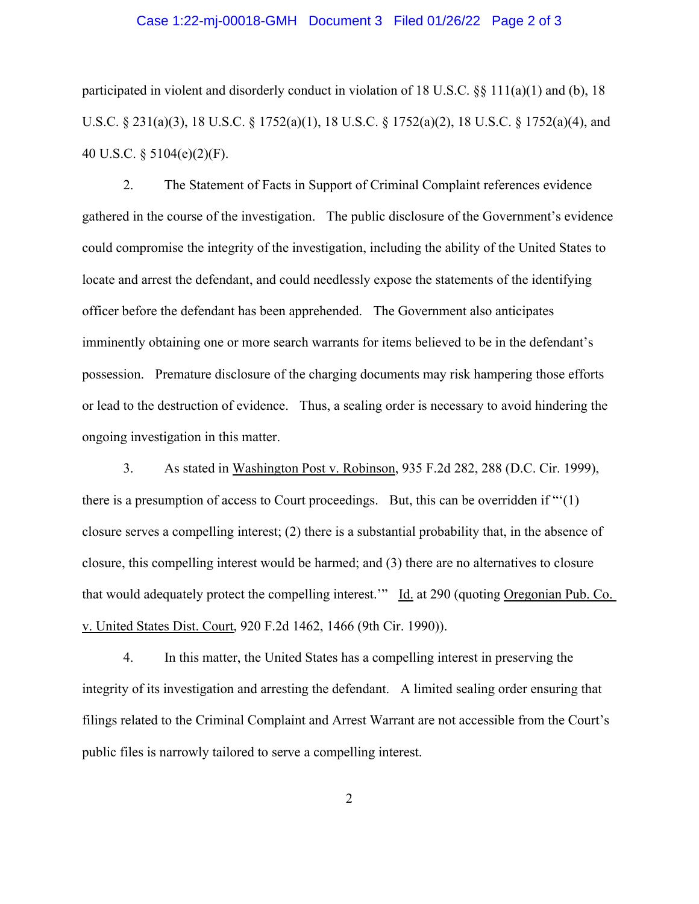participated in violent and disorderly conduct in violation of 18 U.S.C. §§ 111(a)(1) and (b), 18 U.S.C. § 231(a)(3), 18 U.S.C. § 1752(a)(1), 18 U.S.C. § 1752(a)(2), 18 U.S.C. § 1752(a)(4), and 40 U.S.C. § 5104(e)(2)(F).

2. The Statement of Facts in Support of Criminal Complaint references evidence gathered in the course of the investigation. The public disclosure of the Government's evidence could compromise the integrity of the investigation, including the ability of the United States to locate and arrest the defendant, and could needlessly expose the statements of the identifying officer before the defendant has been apprehended. The Government also anticipates imminently obtaining one or more search warrants for items believed to be in the defendant's possession. Premature disclosure of the charging documents may risk hampering those efforts or lead to the destruction of evidence. Thus, a sealing order is necessary to avoid hindering the ongoing investigation in this matter.

3. As stated in Washington Post v. Robinson, 935 F.2d 282, 288 (D.C. Cir. 1999), there is a presumption of access to Court proceedings. But, this can be overridden if "'(1) closure serves a compelling interest; (2) there is a substantial probability that, in the absence of closure, this compelling interest would be harmed; and (3) there are no alternatives to closure that would adequately protect the compelling interest.'" Id. at 290 (quoting Oregonian Pub. Co. v. United States Dist. Court, 920 F.2d 1462, 1466 (9th Cir. 1990)).

4. In this matter, the United States has a compelling interest in preserving the integrity of its investigation and arresting the defendant. A limited sealing order ensuring that filings related to the Criminal Complaint and Arrest Warrant are not accessible from the Court's public files is narrowly tailored to serve a compelling interest.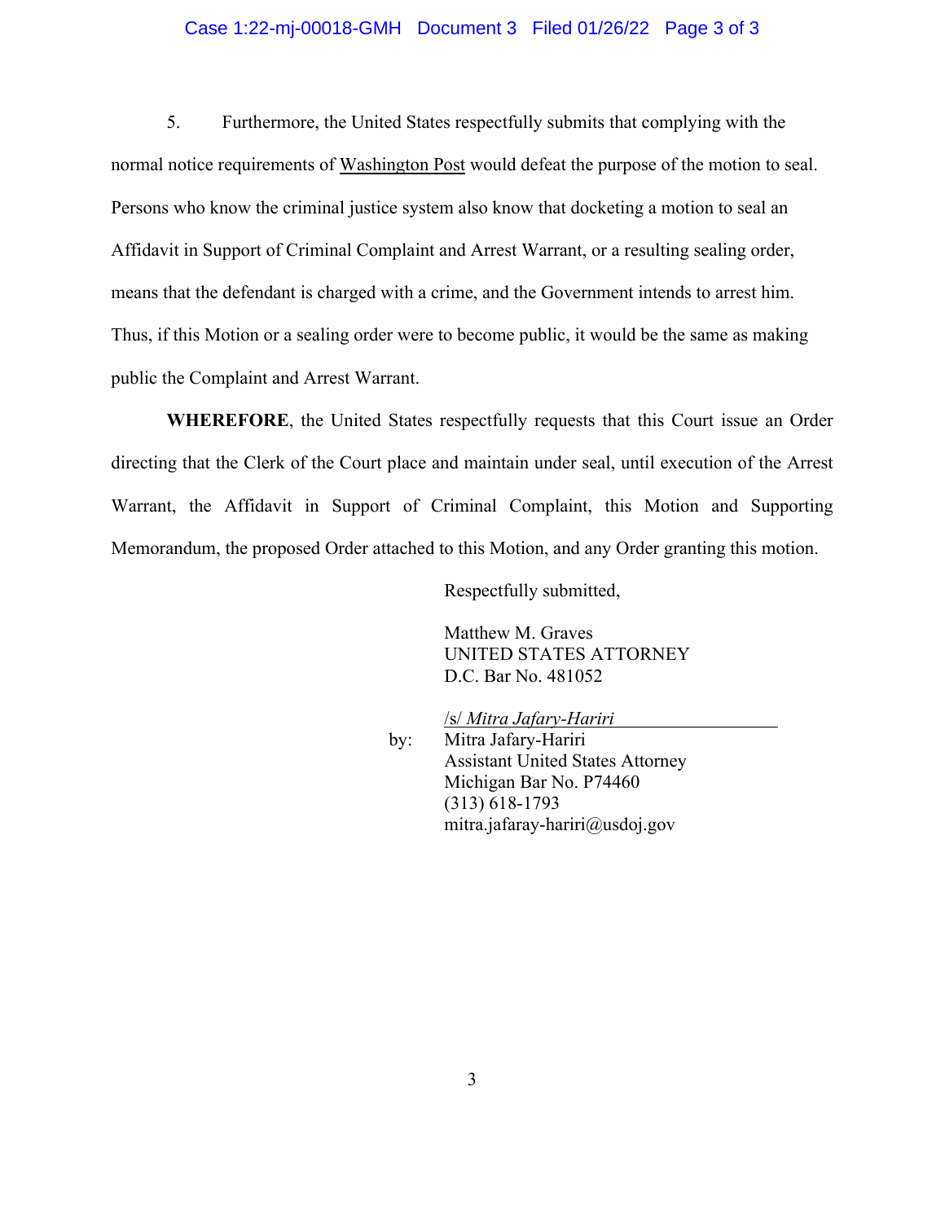5. Furthermore, the United States respectfully submits that complying with the normal notice requirements of Washington Post would defeat the purpose of the motion to seal. Persons who know the criminal justice system also know that docketing a motion to seal an Affidavit in Support of Criminal Complaint and Arrest Warrant, or a resulting sealing order, means that the defendant is charged with a crime, and the Government intends to arrest him. Thus, if this Motion or a sealing order were to become public, it would be the same as making public the Complaint and Arrest Warrant.

**WHEREFORE**, the United States respectfully requests that this Court issue an Order directing that the Clerk of the Court place and maintain under seal, until execution of the Arrest Warrant, the Affidavit in Support of Criminal Complaint, this Motion and Supporting Memorandum, the proposed Order attached to this Motion, and any Order granting this motion.

Respectfully submitted,

Matthew M. Graves
UNITED STATES ATTORNEY
D.C. Bar No. 481052

by: /s/ *Mitra Jafary-Hariri*
Mitra Jafary-Hariri
Assistant United States Attorney
Michigan Bar No. P74460
(313) 618-1793
mitra.jafaray-hariri@usdoj.gov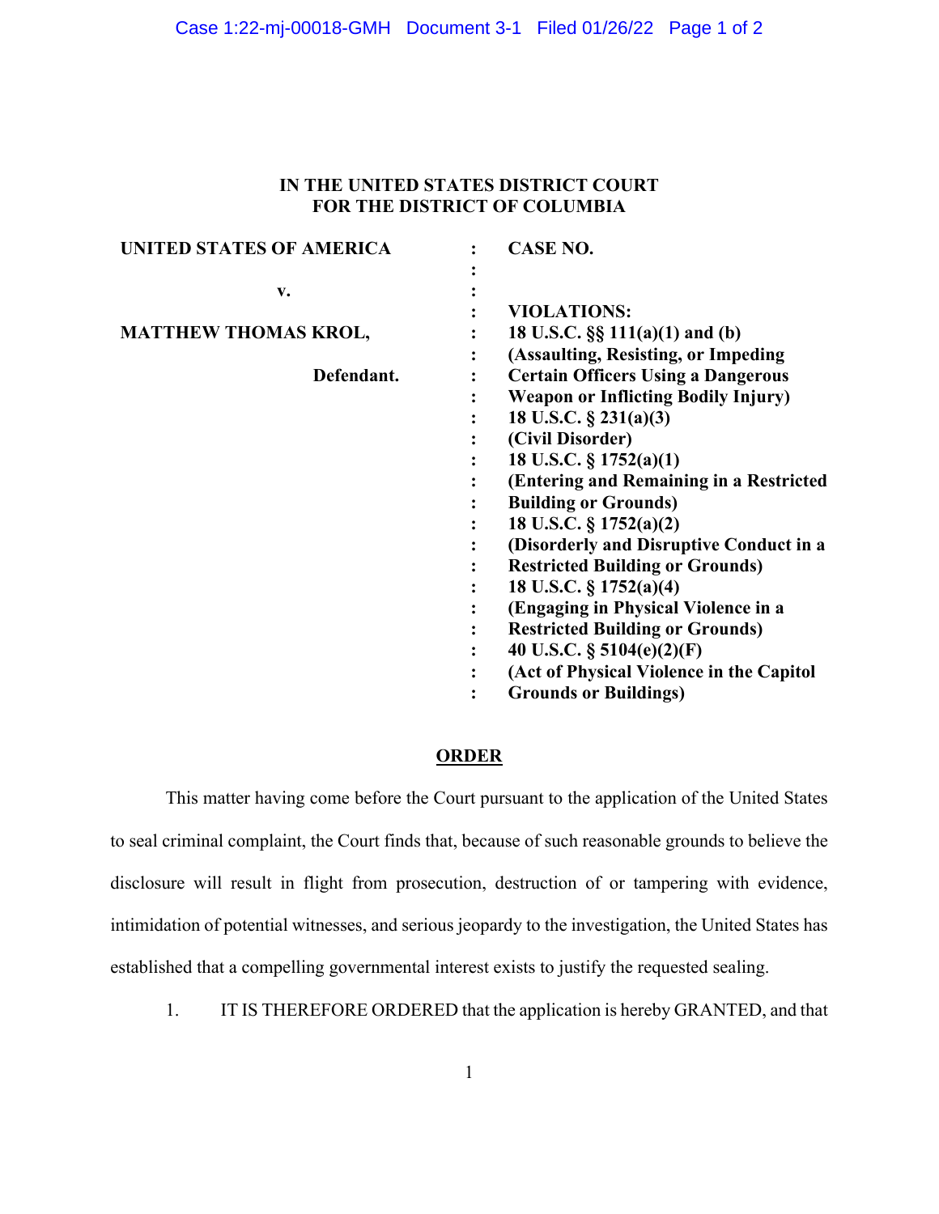**IN THE UNITED STATES DISTRICT COURT**
**FOR THE DISTRICT OF COLUMBIA**

| | | |
|---|---|---|
| **UNITED STATES OF AMERICA** | : | **CASE NO.** |
| | : | |
| **v.** | : | |
| | : | **VIOLATIONS:** |
| **MATTHEW THOMAS KROL,** | : | **18 U.S.C. §§ 111(a)(1) and (b)** |
| | : | **(Assaulting, Resisting, or Impeding** |
| **Defendant.** | : | **Certain Officers Using a Dangerous** |
| | : | **Weapon or Inflicting Bodily Injury)** |
| | : | **18 U.S.C. § 231(a)(3)** |
| | : | **(Civil Disorder)** |
| | : | **18 U.S.C. § 1752(a)(1)** |
| | : | **(Entering and Remaining in a Restricted** |
| | : | **Building or Grounds)** |
| | : | **18 U.S.C. § 1752(a)(2)** |
| | : | **(Disorderly and Disruptive Conduct in a** |
| | : | **Restricted Building or Grounds)** |
| | : | **18 U.S.C. § 1752(a)(4)** |
| | : | **(Engaging in Physical Violence in a** |
| | : | **Restricted Building or Grounds)** |
| | : | **40 U.S.C. § 5104(e)(2)(F)** |
| | : | **(Act of Physical Violence in the Capitol** |
| | : | **Grounds or Buildings)** |

**ORDER**

This matter having come before the Court pursuant to the application of the United States to seal criminal complaint, the Court finds that, because of such reasonable grounds to believe the disclosure will result in flight from prosecution, destruction of or tampering with evidence, intimidation of potential witnesses, and serious jeopardy to the investigation, the United States has established that a compelling governmental interest exists to justify the requested sealing.

1. IT IS THEREFORE ORDERED that the application is hereby GRANTED, and that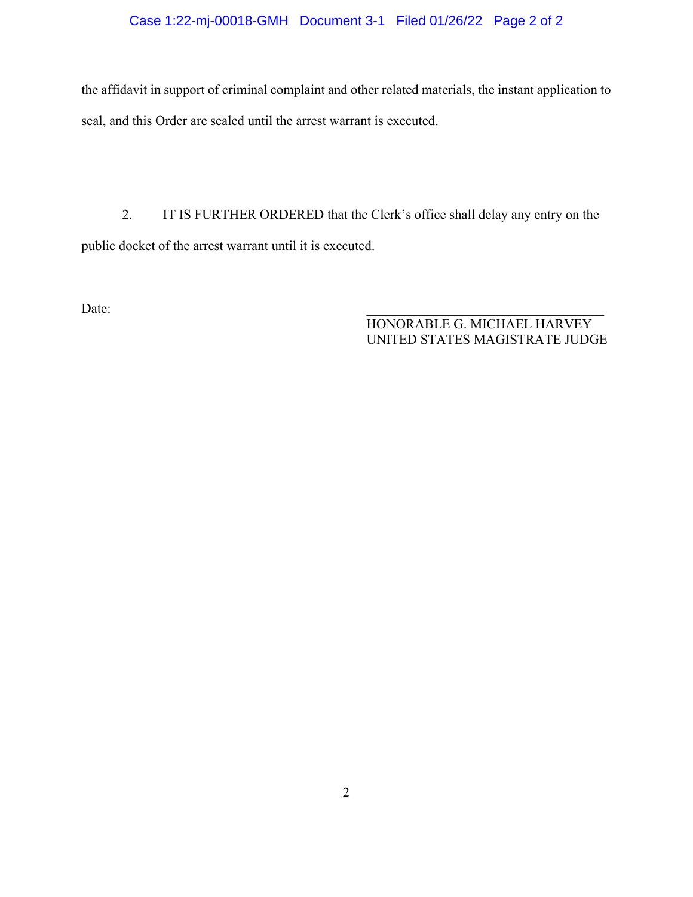the affidavit in support of criminal complaint and other related materials, the instant application to seal, and this Order are sealed until the arrest warrant is executed.

2. IT IS FURTHER ORDERED that the Clerk's office shall delay any entry on the public docket of the arrest warrant until it is executed.

Date:

\_\_\_\_\_\_\_\_\_\_\_\_\_\_\_\_\_\_\_\_\_\_\_\_\_\_\_\_\_\_\_\_\_\_\_\_\_\_\_\_

HONORABLE G. MICHAEL HARVEY
UNITED STATES MAGISTRATE JUDGE